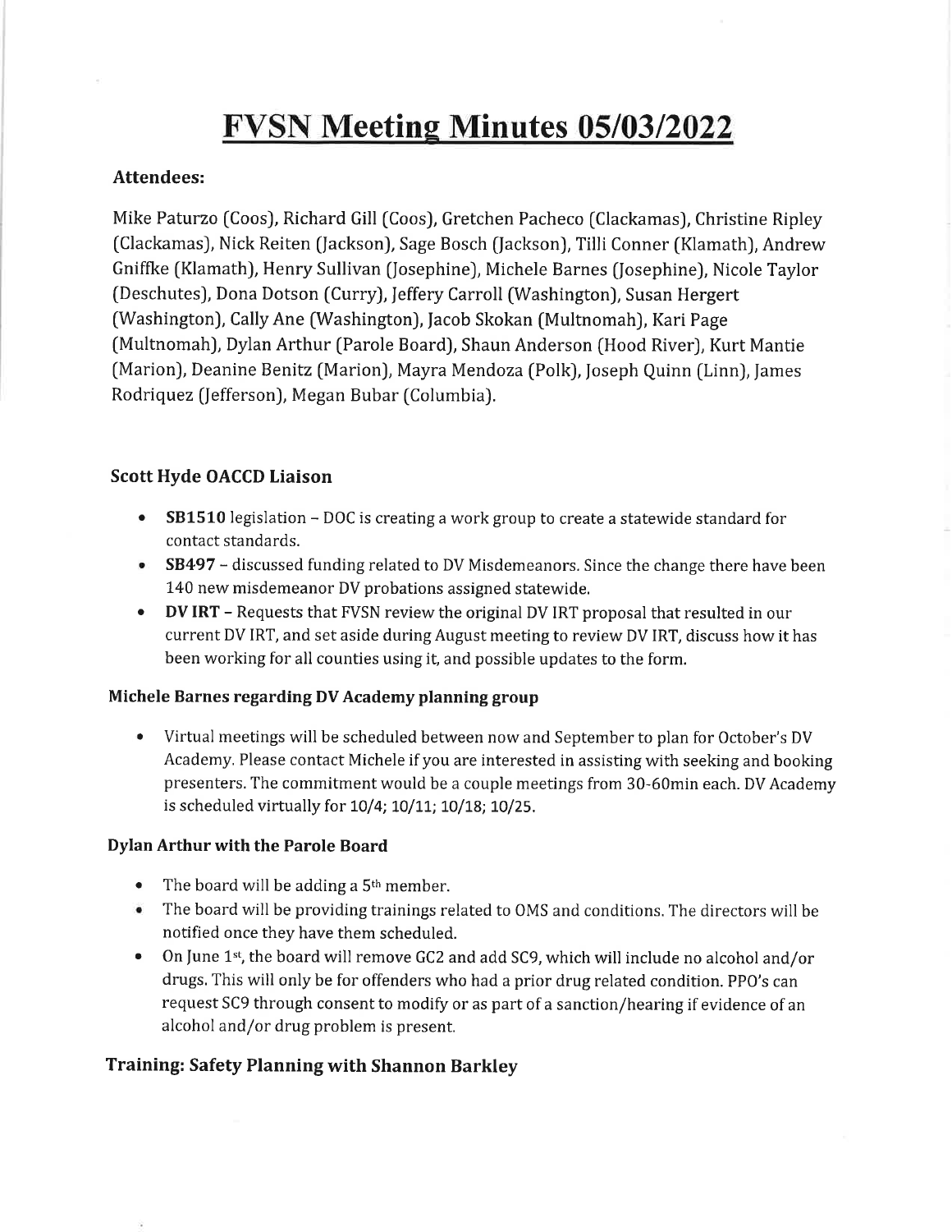# FVSN Meeting Minutes 05/03/2022

**Attendees:**

Mike Paturzo (Coos), Richard Gill (Coos), Gretchen Pacheco (Clackamas), Christine Ripley (Clackamas), Nick Reiten (Jackson), Sage Bosch (Jackson), Tilli Conner (Klamath), Andrew Gniffke (Klamath), Henry Sullivan (Josephine), Michele Barnes (Josephine), Nicole Taylor (Deschutes), Dona Dotson (Curry), Jeffery Carroll (Washington), Susan Hergert (Washington), Cally Ane (Washington), Jacob Skokan (Multnomah), Kari Page (Multnomah), Dylan Arthur (Parole Board), Shaun Anderson (Hood River), Kurt Mantie (Marion), Deanine Benitz (Marion), Mayra Mendoza (Polk), Joseph Quinn (Linn), James Rodriquez (Jefferson), Megan Bubar (Columbia).

### Scott Hyde OACCD Liaison

- **SB1510** legislation – DOC is creating a work group to create a statewide standard for contact standards.
- **SB497** – discussed funding related to DV Misdemeanors. Since the change there have been 140 new misdemeanor DV probations assigned statewide.
- **DV IRT** – Requests that FVSN review the original DV IRT proposal that resulted in our current DV IRT, and set aside during August meeting to review DV IRT, discuss how it has been working for all counties using it, and possible updates to the form.

### Michele Barnes regarding DV Academy planning group

- Virtual meetings will be scheduled between now and September to plan for October's DV Academy. Please contact Michele if you are interested in assisting with seeking and booking presenters. The commitment would be a couple meetings from 30-60min each. DV Academy is scheduled virtually for 10/4; 10/11; 10/18; 10/25.

### Dylan Arthur with the Parole Board

- The board will be adding a 5th member.
- The board will be providing trainings related to OMS and conditions. The directors will be notified once they have them scheduled.
- On June 1st, the board will remove GC2 and add SC9, which will include no alcohol and/or drugs. This will only be for offenders who had a prior drug related condition. PPO's can request SC9 through consent to modify or as part of a sanction/hearing if evidence of an alcohol and/or drug problem is present.

### Training: Safety Planning with Shannon Barkley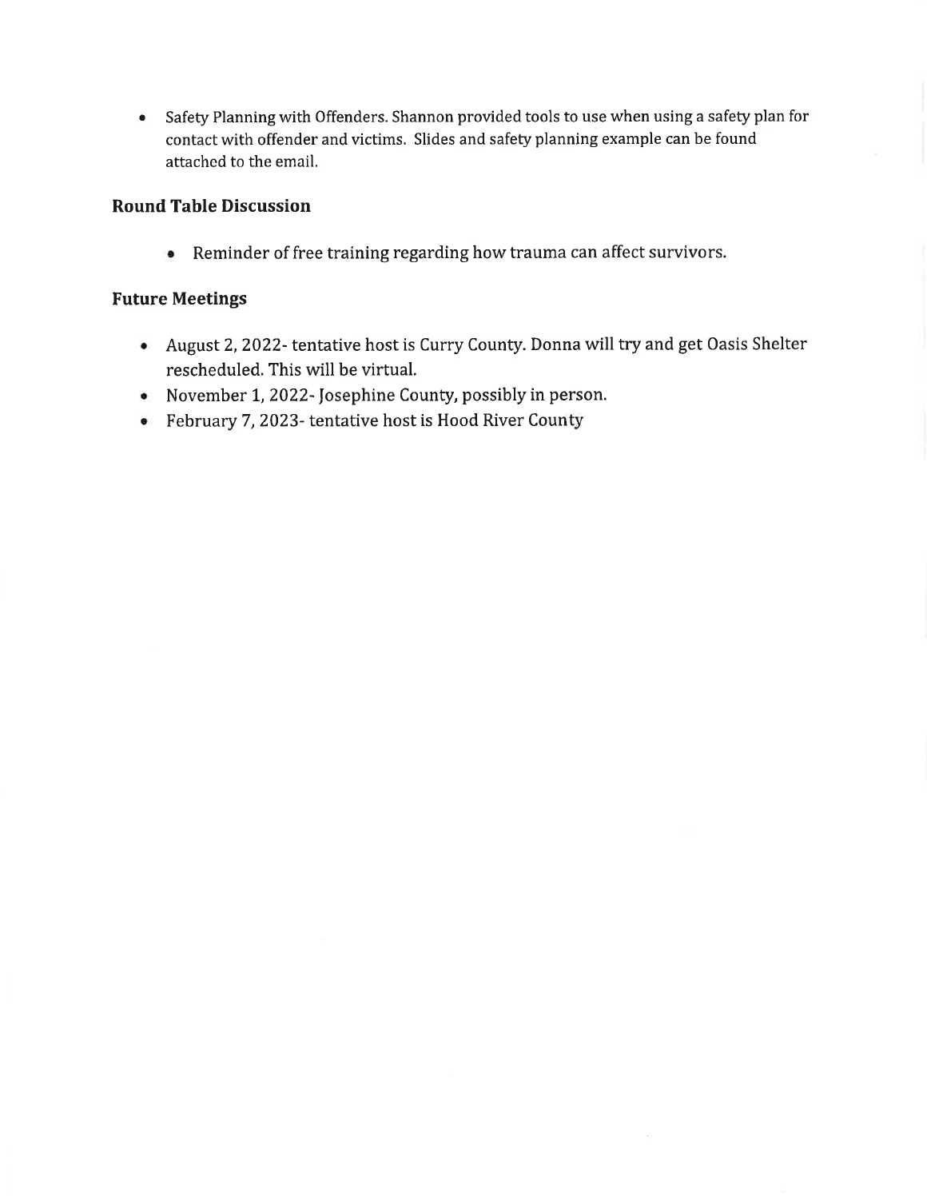- Safety Planning with Offenders. Shannon provided tools to use when using a safety plan for contact with offender and victims. Slides and safety planning example can be found attached to the email.

## Round Table Discussion

- Reminder of free training regarding how trauma can affect survivors.

## Future Meetings

- August 2, 2022- tentative host is Curry County. Donna will try and get Oasis Shelter rescheduled. This will be virtual.
- November 1, 2022- Josephine County, possibly in person.
- February 7, 2023- tentative host is Hood River County